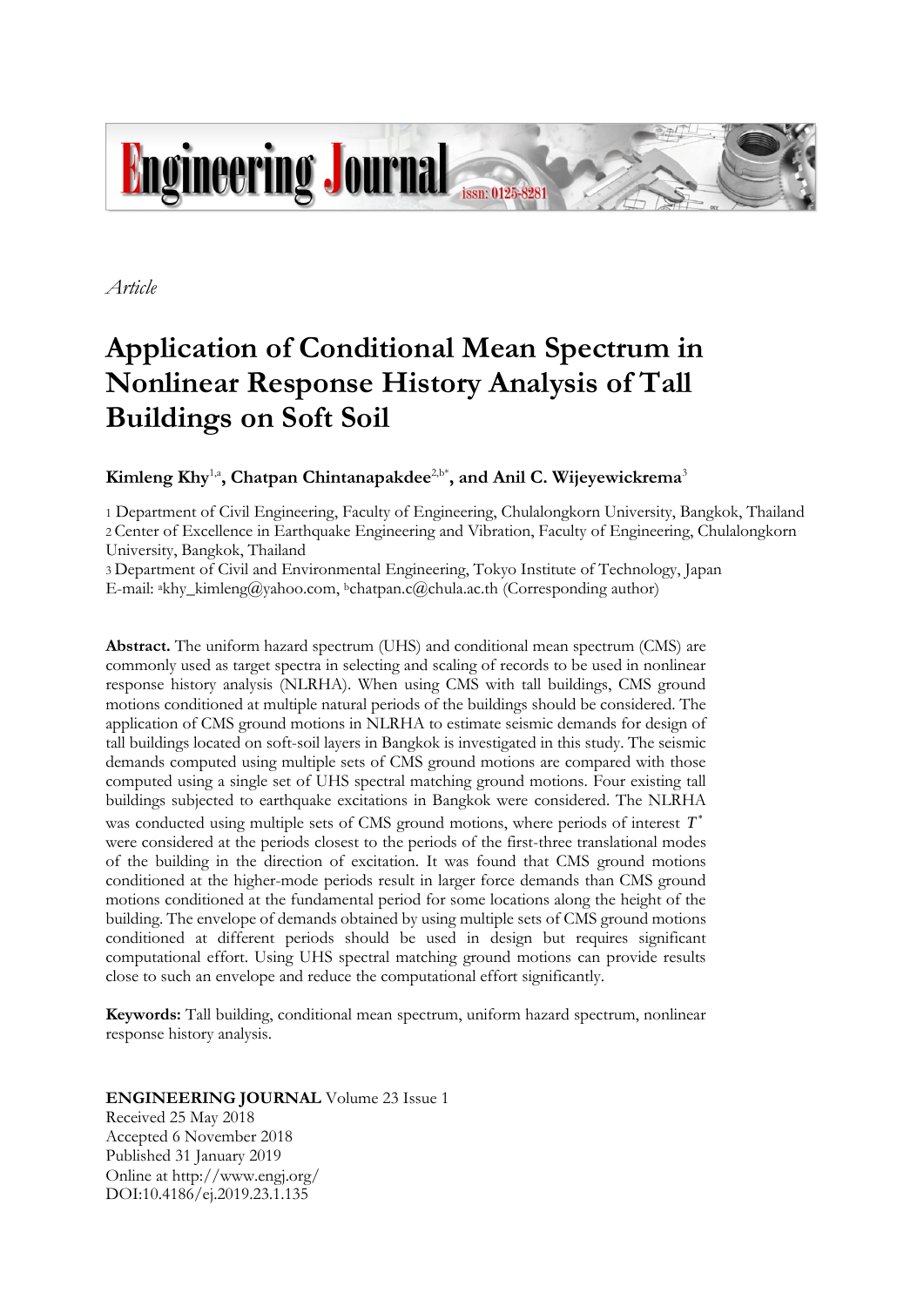*Article*

# Application of Conditional Mean Spectrum in Nonlinear Response History Analysis of Tall Buildings on Soft Soil

**Kimleng Khy**[1,a]**, Chatpan Chintanapakdee**[2,b*]**, and Anil C. Wijeyewickrema**[3]

1 Department of Civil Engineering, Faculty of Engineering, Chulalongkorn University, Bangkok, Thailand
2 Center of Excellence in Earthquake Engineering and Vibration, Faculty of Engineering, Chulalongkorn University, Bangkok, Thailand
3 Department of Civil and Environmental Engineering, Tokyo Institute of Technology, Japan
E-mail: [a]khy_kimleng@yahoo.com, [b]chatpan.c@chula.ac.th (Corresponding author)

**Abstract.** The uniform hazard spectrum (UHS) and conditional mean spectrum (CMS) are commonly used as target spectra in selecting and scaling of records to be used in nonlinear response history analysis (NLRHA). When using CMS with tall buildings, CMS ground motions conditioned at multiple natural periods of the buildings should be considered. The application of CMS ground motions in NLRHA to estimate seismic demands for design of tall buildings located on soft-soil layers in Bangkok is investigated in this study. The seismic demands computed using multiple sets of CMS ground motions are compared with those computed using a single set of UHS spectral matching ground motions. Four existing tall buildings subjected to earthquake excitations in Bangkok were considered. The NLRHA was conducted using multiple sets of CMS ground motions, where periods of interest $T^*$ were considered at the periods closest to the periods of the first-three translational modes of the building in the direction of excitation. It was found that CMS ground motions conditioned at the higher-mode periods result in larger force demands than CMS ground motions conditioned at the fundamental period for some locations along the height of the building. The envelope of demands obtained by using multiple sets of CMS ground motions conditioned at different periods should be used in design but requires significant computational effort. Using UHS spectral matching ground motions can provide results close to such an envelope and reduce the computational effort significantly.

**Keywords:** Tall building, conditional mean spectrum, uniform hazard spectrum, nonlinear response history analysis.

**ENGINEERING JOURNAL** Volume 23 Issue 1
Received 25 May 2018
Accepted 6 November 2018
Published 31 January 2019
Online at http://www.engj.org/
DOI:10.4186/ej.2019.23.1.135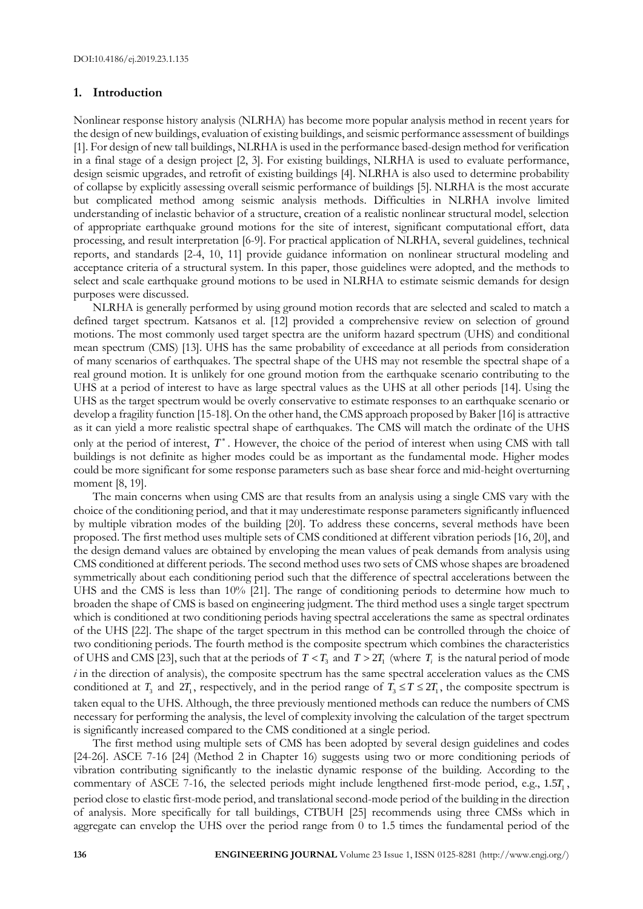## 1. Introduction

Nonlinear response history analysis (NLRHA) has become more popular analysis method in recent years for the design of new buildings, evaluation of existing buildings, and seismic performance assessment of buildings [1]. For design of new tall buildings, NLRHA is used in the performance based-design method for verification in a final stage of a design project [2, 3]. For existing buildings, NLRHA is used to evaluate performance, design seismic upgrades, and retrofit of existing buildings [4]. NLRHA is also used to determine probability of collapse by explicitly assessing overall seismic performance of buildings [5]. NLRHA is the most accurate but complicated method among seismic analysis methods. Difficulties in NLRHA involve limited understanding of inelastic behavior of a structure, creation of a realistic nonlinear structural model, selection of appropriate earthquake ground motions for the site of interest, significant computational effort, data processing, and result interpretation [6-9]. For practical application of NLRHA, several guidelines, technical reports, and standards [2-4, 10, 11] provide guidance information on nonlinear structural modeling and acceptance criteria of a structural system. In this paper, those guidelines were adopted, and the methods to select and scale earthquake ground motions to be used in NLRHA to estimate seismic demands for design purposes were discussed.

NLRHA is generally performed by using ground motion records that are selected and scaled to match a defined target spectrum. Katsanos et al. [12] provided a comprehensive review on selection of ground motions. The most commonly used target spectra are the uniform hazard spectrum (UHS) and conditional mean spectrum (CMS) [13]. UHS has the same probability of exceedance at all periods from consideration of many scenarios of earthquakes. The spectral shape of the UHS may not resemble the spectral shape of a real ground motion. It is unlikely for one ground motion from the earthquake scenario contributing to the UHS at a period of interest to have as large spectral values as the UHS at all other periods [14]. Using the UHS as the target spectrum would be overly conservative to estimate responses to an earthquake scenario or develop a fragility function [15-18]. On the other hand, the CMS approach proposed by Baker [16] is attractive as it can yield a more realistic spectral shape of earthquakes. The CMS will match the ordinate of the UHS only at the period of interest, $T^*$. However, the choice of the period of interest when using CMS with tall buildings is not definite as higher modes could be as important as the fundamental mode. Higher modes could be more significant for some response parameters such as base shear force and mid-height overturning moment [8, 19].

The main concerns when using CMS are that results from an analysis using a single CMS vary with the choice of the conditioning period, and that it may underestimate response parameters significantly influenced by multiple vibration modes of the building [20]. To address these concerns, several methods have been proposed. The first method uses multiple sets of CMS conditioned at different vibration periods [16, 20], and the design demand values are obtained by enveloping the mean values of peak demands from analysis using CMS conditioned at different periods. The second method uses two sets of CMS whose shapes are broadened symmetrically about each conditioning period such that the difference of spectral accelerations between the UHS and the CMS is less than 10% [21]. The range of conditioning periods to determine how much to broaden the shape of CMS is based on engineering judgment. The third method uses a single target spectrum which is conditioned at two conditioning periods having spectral accelerations the same as spectral ordinates of the UHS [22]. The shape of the target spectrum in this method can be controlled through the choice of two conditioning periods. The fourth method is the composite spectrum which combines the characteristics of UHS and CMS [23], such that at the periods of $T < T_3$ and $T > 2T_1$ (where $T_i$ is the natural period of mode $i$ in the direction of analysis), the composite spectrum has the same spectral acceleration values as the CMS conditioned at $T_3$ and $2T_1$, respectively, and in the period range of $T_3 \leq T \leq 2T_1$, the composite spectrum is taken equal to the UHS. Although, the three previously mentioned methods can reduce the numbers of CMS necessary for performing the analysis, the level of complexity involving the calculation of the target spectrum is significantly increased compared to the CMS conditioned at a single period.

The first method using multiple sets of CMS has been adopted by several design guidelines and codes [24-26]. ASCE 7-16 [24] (Method 2 in Chapter 16) suggests using two or more conditioning periods of vibration contributing significantly to the inelastic dynamic response of the building. According to the commentary of ASCE 7-16, the selected periods might include lengthened first-mode period, e.g., $1.5T_1$, period close to elastic first-mode period, and translational second-mode period of the building in the direction of analysis. More specifically for tall buildings, CTBUH [25] recommends using three CMSs which in aggregate can envelop the UHS over the period range from 0 to 1.5 times the fundamental period of the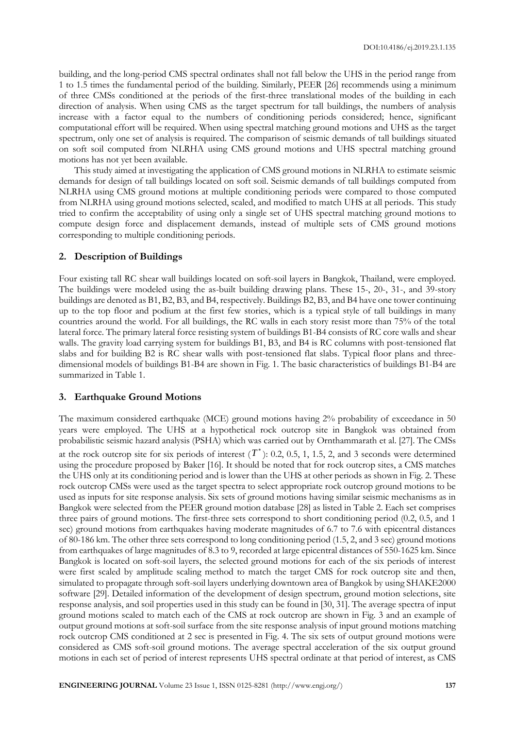building, and the long-period CMS spectral ordinates shall not fall below the UHS in the period range from 1 to 1.5 times the fundamental period of the building. Similarly, PEER [26] recommends using a minimum of three CMSs conditioned at the periods of the first-three translational modes of the building in each direction of analysis. When using CMS as the target spectrum for tall buildings, the numbers of analysis increase with a factor equal to the numbers of conditioning periods considered; hence, significant computational effort will be required. When using spectral matching ground motions and UHS as the target spectrum, only one set of analysis is required. The comparison of seismic demands of tall buildings situated on soft soil computed from NLRHA using CMS ground motions and UHS spectral matching ground motions has not yet been available.

This study aimed at investigating the application of CMS ground motions in NLRHA to estimate seismic demands for design of tall buildings located on soft soil. Seismic demands of tall buildings computed from NLRHA using CMS ground motions at multiple conditioning periods were compared to those computed from NLRHA using ground motions selected, scaled, and modified to match UHS at all periods. This study tried to confirm the acceptability of using only a single set of UHS spectral matching ground motions to compute design force and displacement demands, instead of multiple sets of CMS ground motions corresponding to multiple conditioning periods.

## 2. Description of Buildings

Four existing tall RC shear wall buildings located on soft-soil layers in Bangkok, Thailand, were employed. The buildings were modeled using the as-built building drawing plans. These 15-, 20-, 31-, and 39-story buildings are denoted as B1, B2, B3, and B4, respectively. Buildings B2, B3, and B4 have one tower continuing up to the top floor and podium at the first few stories, which is a typical style of tall buildings in many countries around the world. For all buildings, the RC walls in each story resist more than 75% of the total lateral force. The primary lateral force resisting system of buildings B1-B4 consists of RC core walls and shear walls. The gravity load carrying system for buildings B1, B3, and B4 is RC columns with post-tensioned flat slabs and for building B2 is RC shear walls with post-tensioned flat slabs. Typical floor plans and three-dimensional models of buildings B1-B4 are shown in Fig. 1. The basic characteristics of buildings B1-B4 are summarized in Table 1.

## 3. Earthquake Ground Motions

The maximum considered earthquake (MCE) ground motions having 2% probability of exceedance in 50 years were employed. The UHS at a hypothetical rock outcrop site in Bangkok was obtained from probabilistic seismic hazard analysis (PSHA) which was carried out by Ornthammarath et al. [27]. The CMSs at the rock outcrop site for six periods of interest ($T^*$): 0.2, 0.5, 1, 1.5, 2, and 3 seconds were determined using the procedure proposed by Baker [16]. It should be noted that for rock outcrop sites, a CMS matches the UHS only at its conditioning period and is lower than the UHS at other periods as shown in Fig. 2. These rock outcrop CMSs were used as the target spectra to select appropriate rock outcrop ground motions to be used as inputs for site response analysis. Six sets of ground motions having similar seismic mechanisms as in Bangkok were selected from the PEER ground motion database [28] as listed in Table 2. Each set comprises three pairs of ground motions. The first-three sets correspond to short conditioning period (0.2, 0.5, and 1 sec) ground motions from earthquakes having moderate magnitudes of 6.7 to 7.6 with epicentral distances of 80-186 km. The other three sets correspond to long conditioning period (1.5, 2, and 3 sec) ground motions from earthquakes of large magnitudes of 8.3 to 9, recorded at large epicentral distances of 550-1625 km. Since Bangkok is located on soft-soil layers, the selected ground motions for each of the six periods of interest were first scaled by amplitude scaling method to match the target CMS for rock outcrop site and then, simulated to propagate through soft-soil layers underlying downtown area of Bangkok by using SHAKE2000 software [29]. Detailed information of the development of design spectrum, ground motion selections, site response analysis, and soil properties used in this study can be found in [30, 31]. The average spectra of input ground motions scaled to match each of the CMS at rock outcrop are shown in Fig. 3 and an example of output ground motions at soft-soil surface from the site response analysis of input ground motions matching rock outcrop CMS conditioned at 2 sec is presented in Fig. 4. The six sets of output ground motions were considered as CMS soft-soil ground motions. The average spectral acceleration of the six output ground motions in each set of period of interest represents UHS spectral ordinate at that period of interest, as CMS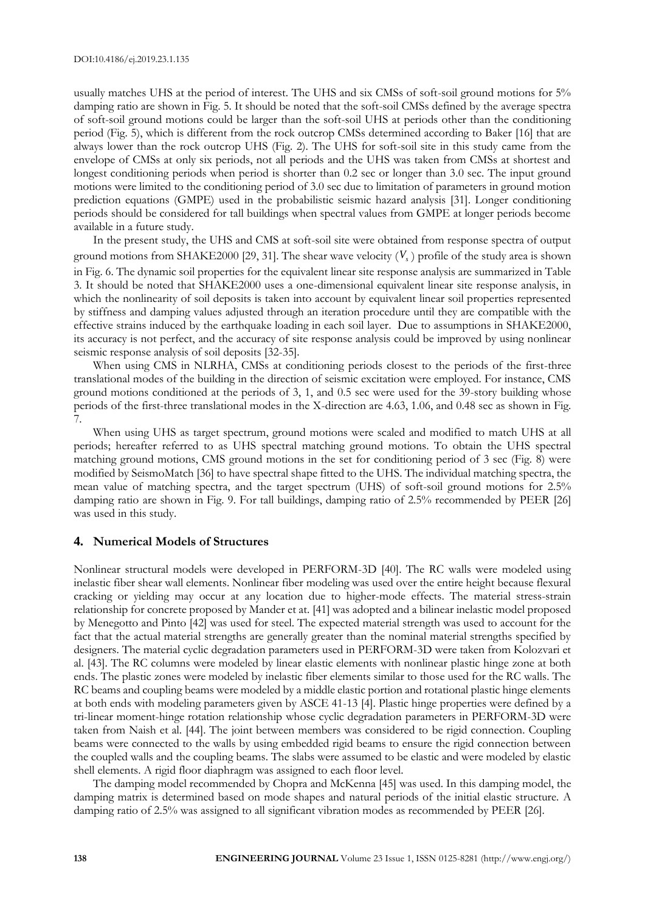usually matches UHS at the period of interest. The UHS and six CMSs of soft-soil ground motions for 5% damping ratio are shown in Fig. 5. It should be noted that the soft-soil CMSs defined by the average spectra of soft-soil ground motions could be larger than the soft-soil UHS at periods other than the conditioning period (Fig. 5), which is different from the rock outcrop CMSs determined according to Baker [16] that are always lower than the rock outcrop UHS (Fig. 2). The UHS for soft-soil site in this study came from the envelope of CMSs at only six periods, not all periods and the UHS was taken from CMSs at shortest and longest conditioning periods when period is shorter than 0.2 sec or longer than 3.0 sec. The input ground motions were limited to the conditioning period of 3.0 sec due to limitation of parameters in ground motion prediction equations (GMPE) used in the probabilistic seismic hazard analysis [31]. Longer conditioning periods should be considered for tall buildings when spectral values from GMPE at longer periods become available in a future study.

In the present study, the UHS and CMS at soft-soil site were obtained from response spectra of output ground motions from SHAKE2000 [29, 31]. The shear wave velocity ($V_s$) profile of the study area is shown in Fig. 6. The dynamic soil properties for the equivalent linear site response analysis are summarized in Table 3. It should be noted that SHAKE2000 uses a one-dimensional equivalent linear site response analysis, in which the nonlinearity of soil deposits is taken into account by equivalent linear soil properties represented by stiffness and damping values adjusted through an iteration procedure until they are compatible with the effective strains induced by the earthquake loading in each soil layer. Due to assumptions in SHAKE2000, its accuracy is not perfect, and the accuracy of site response analysis could be improved by using nonlinear seismic response analysis of soil deposits [32-35].

When using CMS in NLRHA, CMSs at conditioning periods closest to the periods of the first-three translational modes of the building in the direction of seismic excitation were employed. For instance, CMS ground motions conditioned at the periods of 3, 1, and 0.5 sec were used for the 39-story building whose periods of the first-three translational modes in the X-direction are 4.63, 1.06, and 0.48 sec as shown in Fig. 7.

When using UHS as target spectrum, ground motions were scaled and modified to match UHS at all periods; hereafter referred to as UHS spectral matching ground motions. To obtain the UHS spectral matching ground motions, CMS ground motions in the set for conditioning period of 3 sec (Fig. 8) were modified by SeismoMatch [36] to have spectral shape fitted to the UHS. The individual matching spectra, the mean value of matching spectra, and the target spectrum (UHS) of soft-soil ground motions for 2.5% damping ratio are shown in Fig. 9. For tall buildings, damping ratio of 2.5% recommended by PEER [26] was used in this study.

## 4. Numerical Models of Structures

Nonlinear structural models were developed in PERFORM-3D [40]. The RC walls were modeled using inelastic fiber shear wall elements. Nonlinear fiber modeling was used over the entire height because flexural cracking or yielding may occur at any location due to higher-mode effects. The material stress-strain relationship for concrete proposed by Mander et at. [41] was adopted and a bilinear inelastic model proposed by Menegotto and Pinto [42] was used for steel. The expected material strength was used to account for the fact that the actual material strengths are generally greater than the nominal material strengths specified by designers. The material cyclic degradation parameters used in PERFORM-3D were taken from Kolozvari et al. [43]. The RC columns were modeled by linear elastic elements with nonlinear plastic hinge zone at both ends. The plastic zones were modeled by inelastic fiber elements similar to those used for the RC walls. The RC beams and coupling beams were modeled by a middle elastic portion and rotational plastic hinge elements at both ends with modeling parameters given by ASCE 41-13 [4]. Plastic hinge properties were defined by a tri-linear moment-hinge rotation relationship whose cyclic degradation parameters in PERFORM-3D were taken from Naish et al. [44]. The joint between members was considered to be rigid connection. Coupling beams were connected to the walls by using embedded rigid beams to ensure the rigid connection between the coupled walls and the coupling beams. The slabs were assumed to be elastic and were modeled by elastic shell elements. A rigid floor diaphragm was assigned to each floor level.

The damping model recommended by Chopra and McKenna [45] was used. In this damping model, the damping matrix is determined based on mode shapes and natural periods of the initial elastic structure. A damping ratio of 2.5% was assigned to all significant vibration modes as recommended by PEER [26].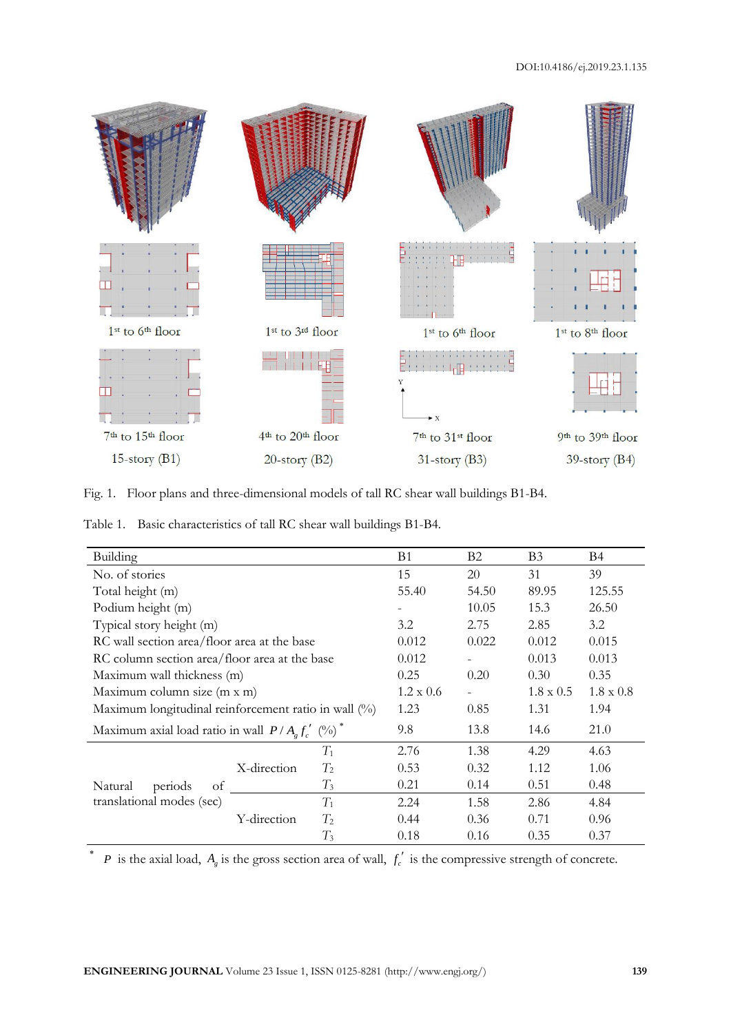Fig. 1. Floor plans and three-dimensional models of tall RC shear wall buildings B1-B4.

Table 1. Basic characteristics of tall RC shear wall buildings B1-B4.

| Building | | | B1 | B2 | B3 | B4 |
|---|---|---|---|---|---|---|
| No. of stories | | | 15 | 20 | 31 | 39 |
| Total height (m) | | | 55.40 | 54.50 | 89.95 | 125.55 |
| Podium height (m) | | | - | 10.05 | 15.3 | 26.50 |
| Typical story height (m) | | | 3.2 | 2.75 | 2.85 | 3.2 |
| RC wall section area/floor area at the base | | | 0.012 | 0.022 | 0.012 | 0.015 |
| RC column section area/floor area at the base | | | 0.012 | - | 0.013 | 0.013 |
| Maximum wall thickness (m) | | | 0.25 | 0.20 | 0.30 | 0.35 |
| Maximum column size (m x m) | | | 1.2 x 0.6 | - | 1.8 x 0.5 | 1.8 x 0.8 |
| Maximum longitudinal reinforcement ratio in wall (%) | | | 1.23 | 0.85 | 1.31 | 1.94 |
| Maximum axial load ratio in wall $P / A_g f_c'$ (%) * | | | 9.8 | 13.8 | 14.6 | 21.0 |
| Natural periods of translational modes (sec) | X-direction | $T_1$ | 2.76 | 1.38 | 4.29 | 4.63 |
| | | $T_2$ | 0.53 | 0.32 | 1.12 | 1.06 |
| | | $T_3$ | 0.21 | 0.14 | 0.51 | 0.48 |
| | Y-direction | $T_1$ | 2.24 | 1.58 | 2.86 | 4.84 |
| | | $T_2$ | 0.44 | 0.36 | 0.71 | 0.96 |
| | | $T_3$ | 0.18 | 0.16 | 0.35 | 0.37 |

\* $P$ is the axial load, $A_g$ is the gross section area of wall, $f_c'$ is the compressive strength of concrete.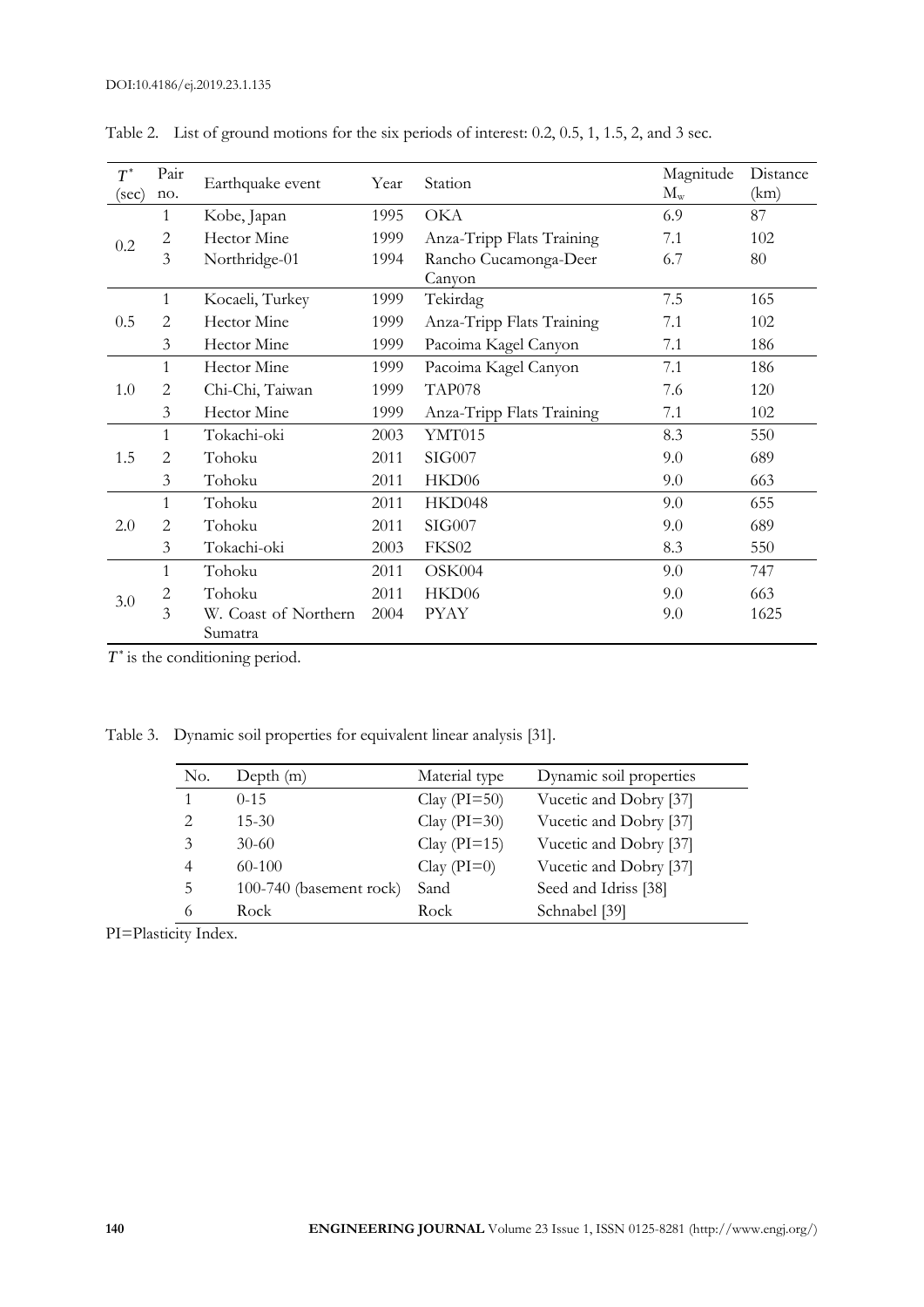Table 2. List of ground motions for the six periods of interest: 0.2, 0.5, 1, 1.5, 2, and 3 sec.

| $T^*$ (sec) | Pair no. | Earthquake event | Year | Station | Magnitude $M_w$ | Distance (km) |
|---|---|---|---|---|---|---|
| 0.2 | 1 | Kobe, Japan | 1995 | OKA | 6.9 | 87 |
| | 2 | Hector Mine | 1999 | Anza-Tripp Flats Training | 7.1 | 102 |
| | 3 | Northridge-01 | 1994 | Rancho Cucamonga-Deer Canyon | 6.7 | 80 |
| 0.5 | 1 | Kocaeli, Turkey | 1999 | Tekirdag | 7.5 | 165 |
| | 2 | Hector Mine | 1999 | Anza-Tripp Flats Training | 7.1 | 102 |
| | 3 | Hector Mine | 1999 | Pacoima Kagel Canyon | 7.1 | 186 |
| 1.0 | 1 | Hector Mine | 1999 | Pacoima Kagel Canyon | 7.1 | 186 |
| | 2 | Chi-Chi, Taiwan | 1999 | TAP078 | 7.6 | 120 |
| | 3 | Hector Mine | 1999 | Anza-Tripp Flats Training | 7.1 | 102 |
| 1.5 | 1 | Tokachi-oki | 2003 | YMT015 | 8.3 | 550 |
| | 2 | Tohoku | 2011 | SIG007 | 9.0 | 689 |
| | 3 | Tohoku | 2011 | HKD06 | 9.0 | 663 |
| 2.0 | 1 | Tohoku | 2011 | HKD048 | 9.0 | 655 |
| | 2 | Tohoku | 2011 | SIG007 | 9.0 | 689 |
| | 3 | Tokachi-oki | 2003 | FKS02 | 8.3 | 550 |
| 3.0 | 1 | Tohoku | 2011 | OSK004 | 9.0 | 747 |
| | 2 | Tohoku | 2011 | HKD06 | 9.0 | 663 |
| | 3 | W. Coast of Northern Sumatra | 2004 | PYAY | 9.0 | 1625 |

$T^*$ is the conditioning period.

Table 3. Dynamic soil properties for equivalent linear analysis [31].

| No. | Depth (m) | Material type | Dynamic soil properties |
|---|---|---|---|
| 1 | 0-15 | Clay (PI=50) | Vucetic and Dobry [37] |
| 2 | 15-30 | Clay (PI=30) | Vucetic and Dobry [37] |
| 3 | 30-60 | Clay (PI=15) | Vucetic and Dobry [37] |
| 4 | 60-100 | Clay (PI=0) | Vucetic and Dobry [37] |
| 5 | 100-740 (basement rock) | Sand | Seed and Idriss [38] |
| 6 | Rock | Rock | Schnabel [39] |

PI=Plasticity Index.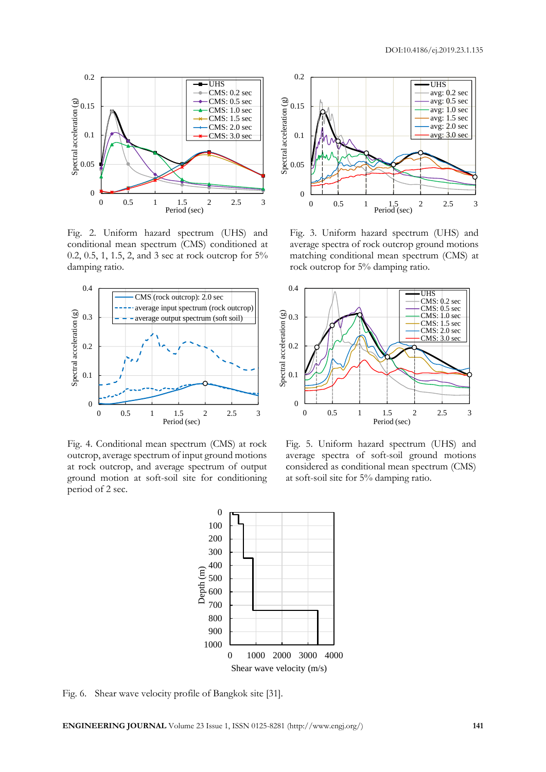Fig. 2. Uniform hazard spectrum (UHS) and conditional mean spectrum (CMS) conditioned at 0.2, 0.5, 1, 1.5, 2, and 3 sec at rock outcrop for 5% damping ratio.

Fig. 3. Uniform hazard spectrum (UHS) and average spectra of rock outcrop ground motions matching conditional mean spectrum (CMS) at rock outcrop for 5% damping ratio.

Fig. 4. Conditional mean spectrum (CMS) at rock outcrop, average spectrum of input ground motions at rock outcrop, and average spectrum of output ground motion at soft-soil site for conditioning period of 2 sec.

Fig. 5. Uniform hazard spectrum (UHS) and average spectra of soft-soil ground motions considered as conditional mean spectrum (CMS) at soft-soil site for 5% damping ratio.

Fig. 6. Shear wave velocity profile of Bangkok site [31].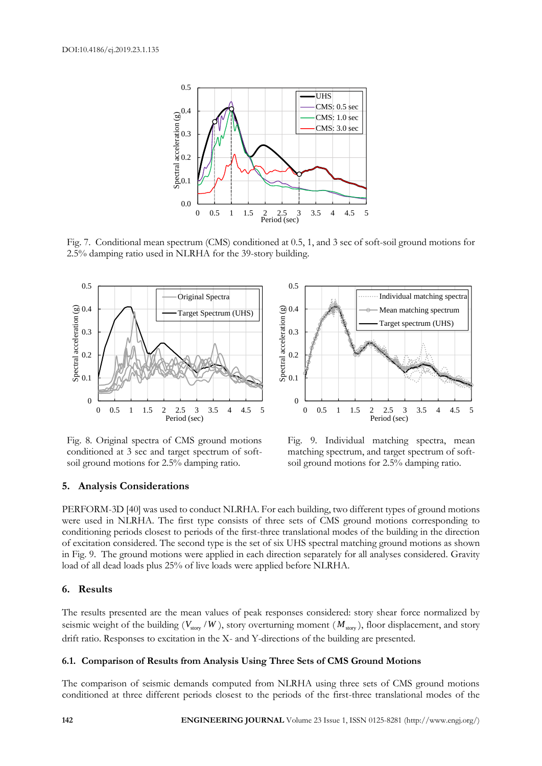Fig. 7. Conditional mean spectrum (CMS) conditioned at 0.5, 1, and 3 sec of soft-soil ground motions for 2.5% damping ratio used in NLRHA for the 39-story building.

Fig. 8. Original spectra of CMS ground motions conditioned at 3 sec and target spectrum of soft-soil ground motions for 2.5% damping ratio.

Fig. 9. Individual matching spectra, mean matching spectrum, and target spectrum of soft-soil ground motions for 2.5% damping ratio.

## 5. Analysis Considerations

PERFORM-3D [40] was used to conduct NLRHA. For each building, two different types of ground motions were used in NLRHA. The first type consists of three sets of CMS ground motions corresponding to conditioning periods closest to periods of the first-three translational modes of the building in the direction of excitation considered. The second type is the set of six UHS spectral matching ground motions as shown in Fig. 9. The ground motions were applied in each direction separately for all analyses considered. Gravity load of all dead loads plus 25% of live loads were applied before NLRHA.

## 6. Results

The results presented are the mean values of peak responses considered: story shear force normalized by seismic weight of the building ($V_{story}/W$), story overturning moment ($M_{story}$), floor displacement, and story drift ratio. Responses to excitation in the X- and Y-directions of the building are presented.

### 6.1. Comparison of Results from Analysis Using Three Sets of CMS Ground Motions

The comparison of seismic demands computed from NLRHA using three sets of CMS ground motions conditioned at three different periods closest to the periods of the first-three translational modes of the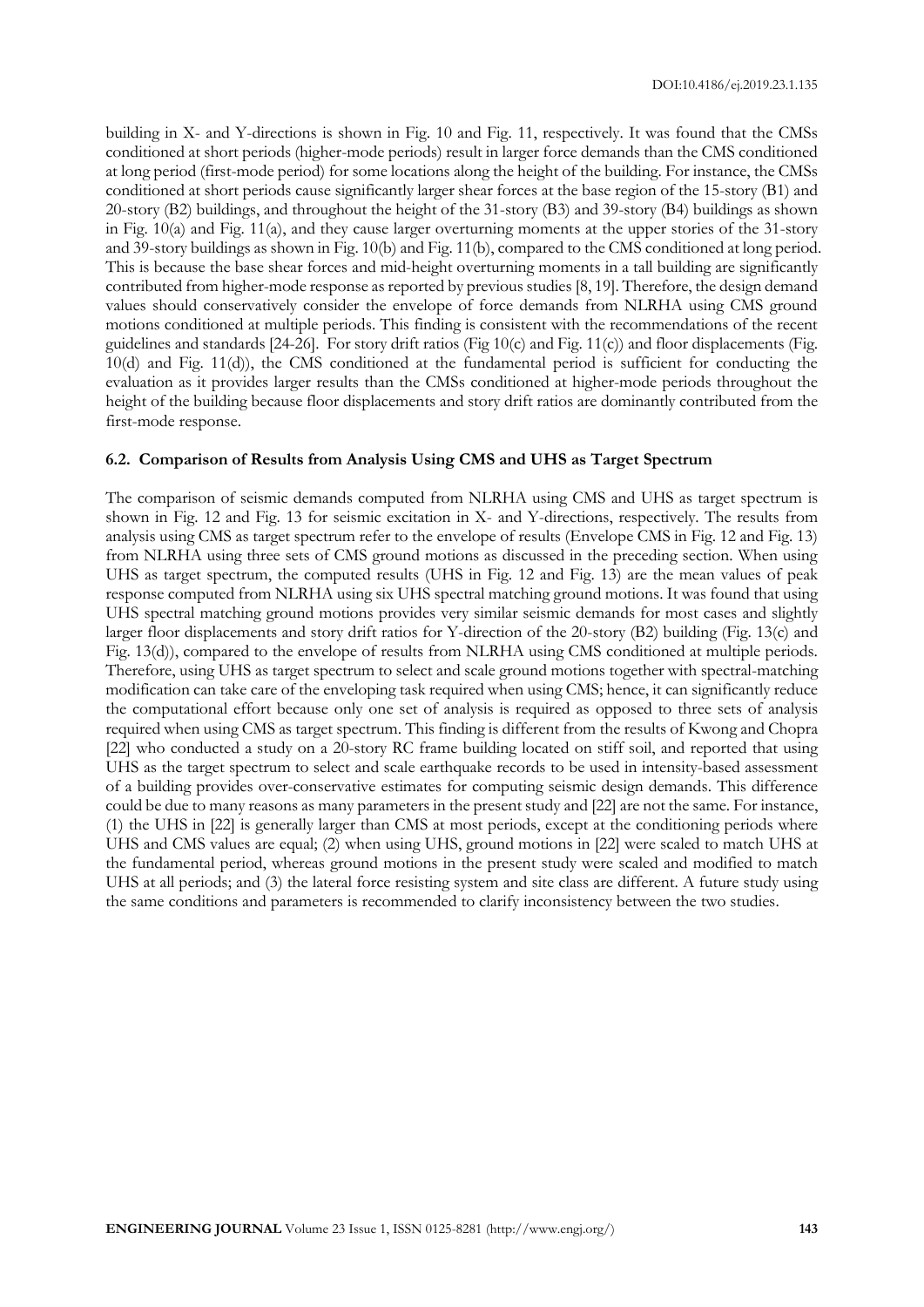building in X- and Y-directions is shown in Fig. 10 and Fig. 11, respectively. It was found that the CMSs conditioned at short periods (higher-mode periods) result in larger force demands than the CMS conditioned at long period (first-mode period) for some locations along the height of the building. For instance, the CMSs conditioned at short periods cause significantly larger shear forces at the base region of the 15-story (B1) and 20-story (B2) buildings, and throughout the height of the 31-story (B3) and 39-story (B4) buildings as shown in Fig. 10(a) and Fig. 11(a), and they cause larger overturning moments at the upper stories of the 31-story and 39-story buildings as shown in Fig. 10(b) and Fig. 11(b), compared to the CMS conditioned at long period. This is because the base shear forces and mid-height overturning moments in a tall building are significantly contributed from higher-mode response as reported by previous studies [8, 19]. Therefore, the design demand values should conservatively consider the envelope of force demands from NLRHA using CMS ground motions conditioned at multiple periods. This finding is consistent with the recommendations of the recent guidelines and standards [24-26]. For story drift ratios (Fig 10(c) and Fig. 11(c)) and floor displacements (Fig. 10(d) and Fig. 11(d)), the CMS conditioned at the fundamental period is sufficient for conducting the evaluation as it provides larger results than the CMSs conditioned at higher-mode periods throughout the height of the building because floor displacements and story drift ratios are dominantly contributed from the first-mode response.

### 6.2. Comparison of Results from Analysis Using CMS and UHS as Target Spectrum

The comparison of seismic demands computed from NLRHA using CMS and UHS as target spectrum is shown in Fig. 12 and Fig. 13 for seismic excitation in X- and Y-directions, respectively. The results from analysis using CMS as target spectrum refer to the envelope of results (Envelope CMS in Fig. 12 and Fig. 13) from NLRHA using three sets of CMS ground motions as discussed in the preceding section. When using UHS as target spectrum, the computed results (UHS in Fig. 12 and Fig. 13) are the mean values of peak response computed from NLRHA using six UHS spectral matching ground motions. It was found that using UHS spectral matching ground motions provides very similar seismic demands for most cases and slightly larger floor displacements and story drift ratios for Y-direction of the 20-story (B2) building (Fig. 13(c) and Fig. 13(d)), compared to the envelope of results from NLRHA using CMS conditioned at multiple periods. Therefore, using UHS as target spectrum to select and scale ground motions together with spectral-matching modification can take care of the enveloping task required when using CMS; hence, it can significantly reduce the computational effort because only one set of analysis is required as opposed to three sets of analysis required when using CMS as target spectrum. This finding is different from the results of Kwong and Chopra [22] who conducted a study on a 20-story RC frame building located on stiff soil, and reported that using UHS as the target spectrum to select and scale earthquake records to be used in intensity-based assessment of a building provides over-conservative estimates for computing seismic design demands. This difference could be due to many reasons as many parameters in the present study and [22] are not the same. For instance, (1) the UHS in [22] is generally larger than CMS at most periods, except at the conditioning periods where UHS and CMS values are equal; (2) when using UHS, ground motions in [22] were scaled to match UHS at the fundamental period, whereas ground motions in the present study were scaled and modified to match UHS at all periods; and (3) the lateral force resisting system and site class are different. A future study using the same conditions and parameters is recommended to clarify inconsistency between the two studies.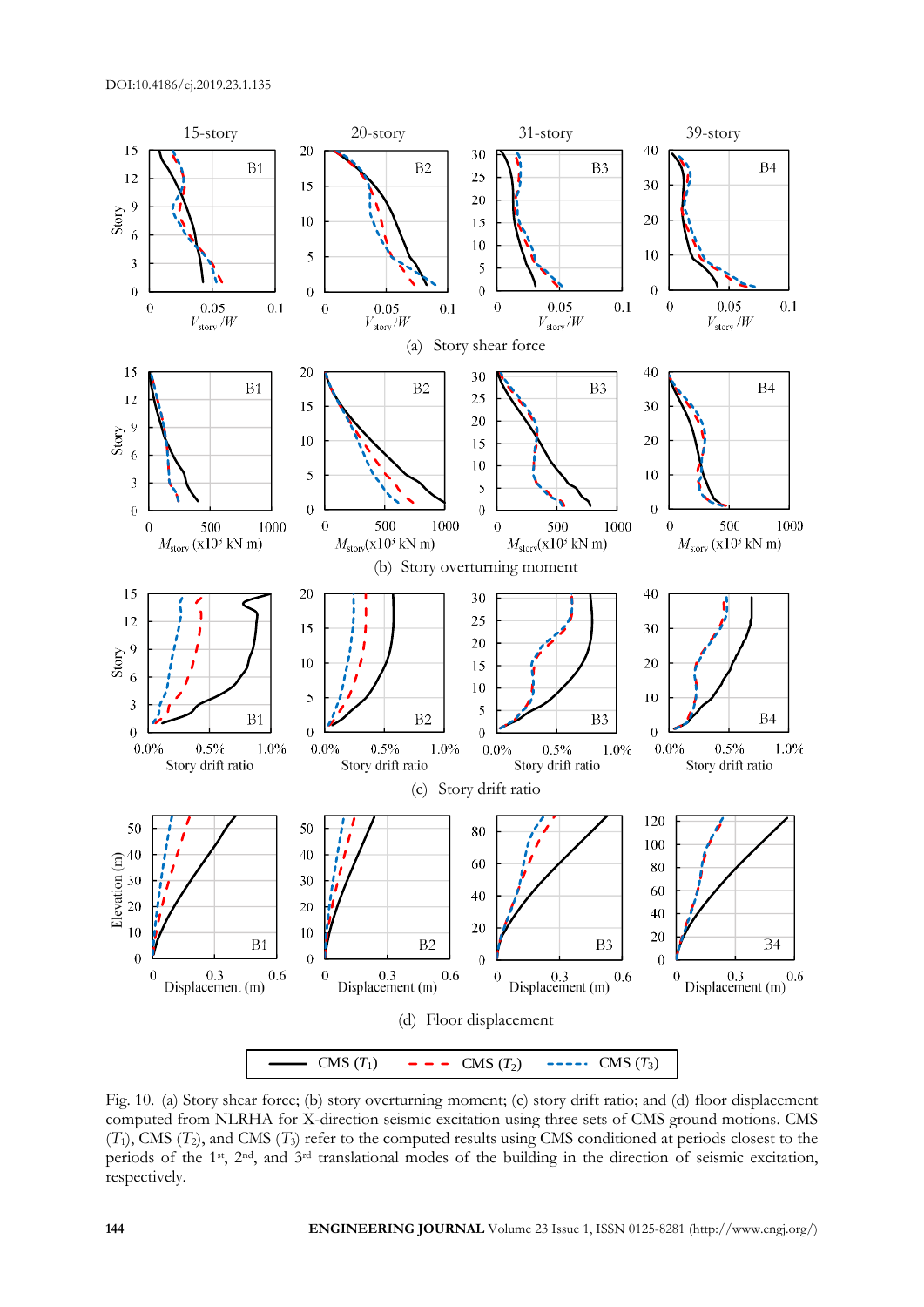Fig. 10. (a) Story shear force; (b) story overturning moment; (c) story drift ratio; and (d) floor displacement computed from NLRHA for X-direction seismic excitation using three sets of CMS ground motions. CMS ($T_1$), CMS ($T_2$), and CMS ($T_3$) refer to the computed results using CMS conditioned at periods closest to the periods of the 1st, 2nd, and 3rd translational modes of the building in the direction of seismic excitation, respectively.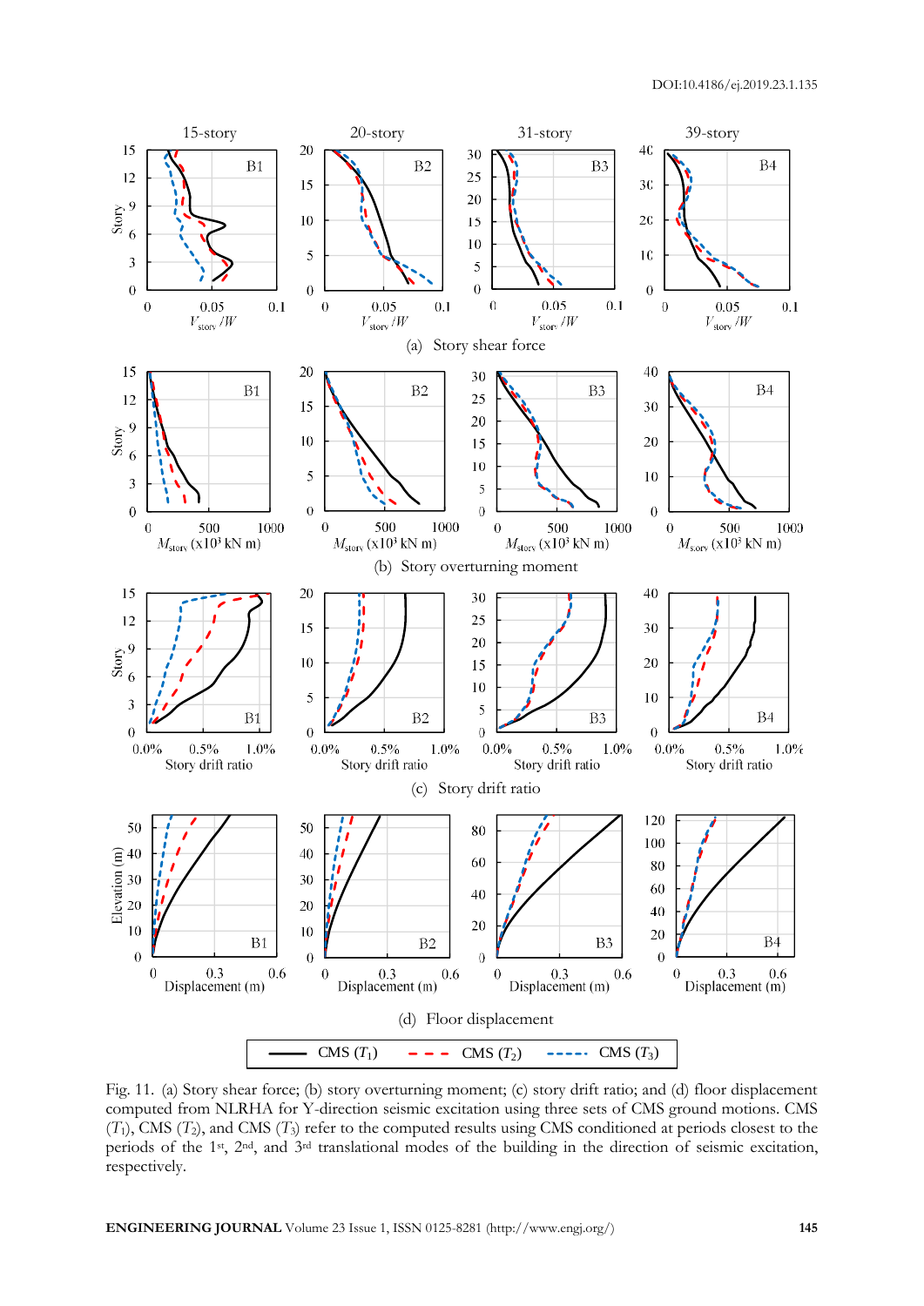Fig. 11. (a) Story shear force; (b) story overturning moment; (c) story drift ratio; and (d) floor displacement computed from NLRHA for Y-direction seismic excitation using three sets of CMS ground motions. CMS ($T_1$), CMS ($T_2$), and CMS ($T_3$) refer to the computed results using CMS conditioned at periods closest to the periods of the 1st, 2nd, and 3rd translational modes of the building in the direction of seismic excitation, respectively.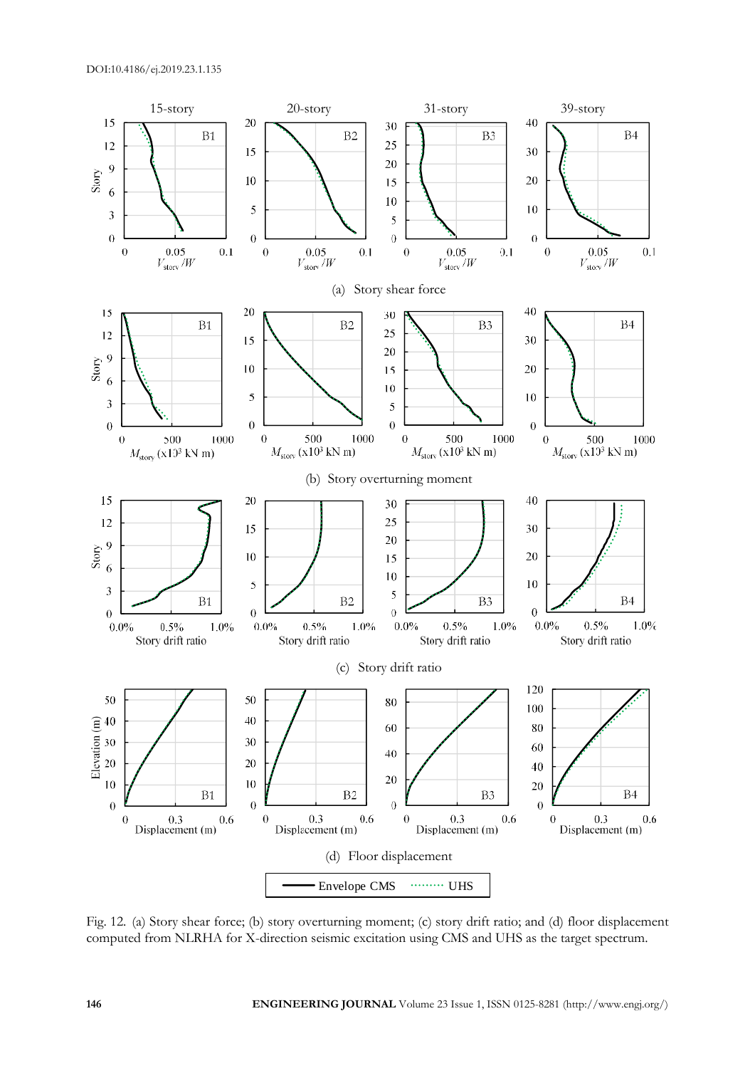Fig. 12. (a) Story shear force; (b) story overturning moment; (c) story drift ratio; and (d) floor displacement computed from NLRHA for X-direction seismic excitation using CMS and UHS as the target spectrum.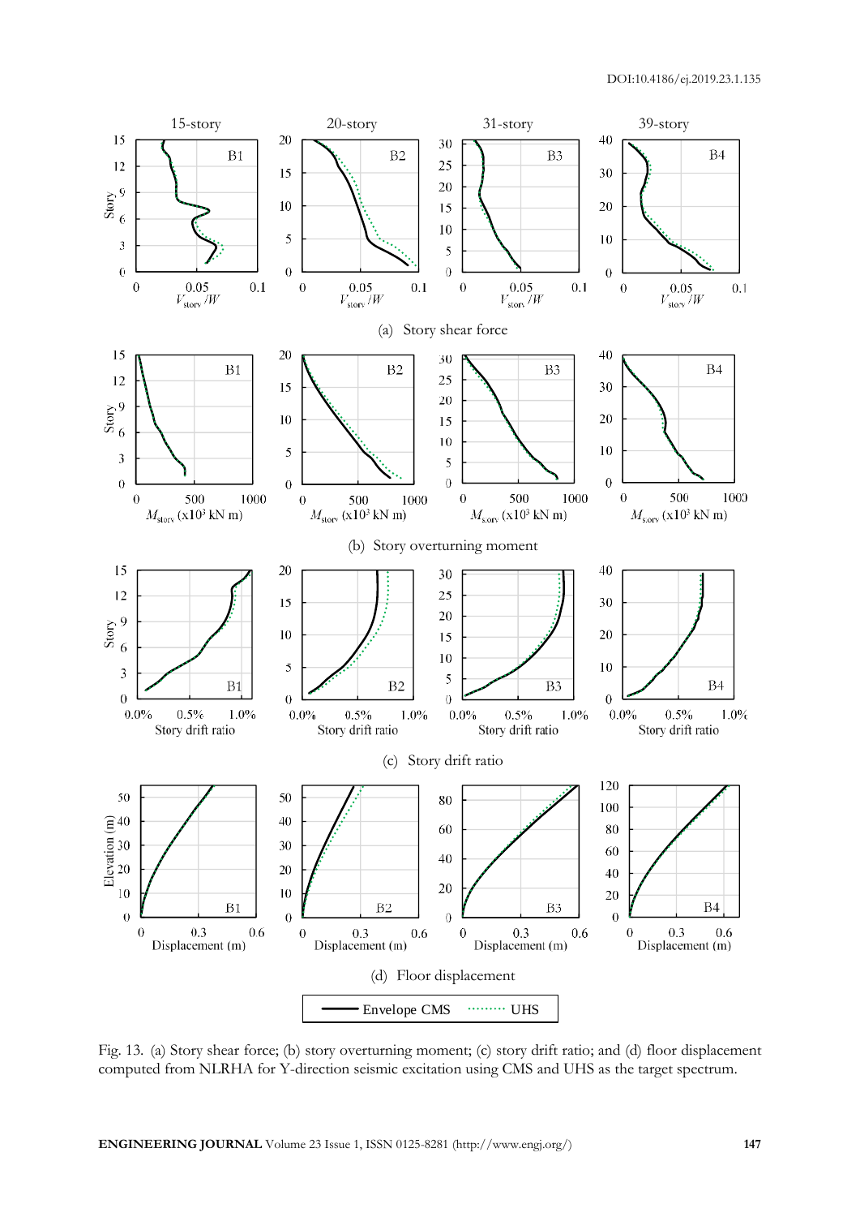Fig. 13. (a) Story shear force; (b) story overturning moment; (c) story drift ratio; and (d) floor displacement computed from NLRHA for Y-direction seismic excitation using CMS and UHS as the target spectrum.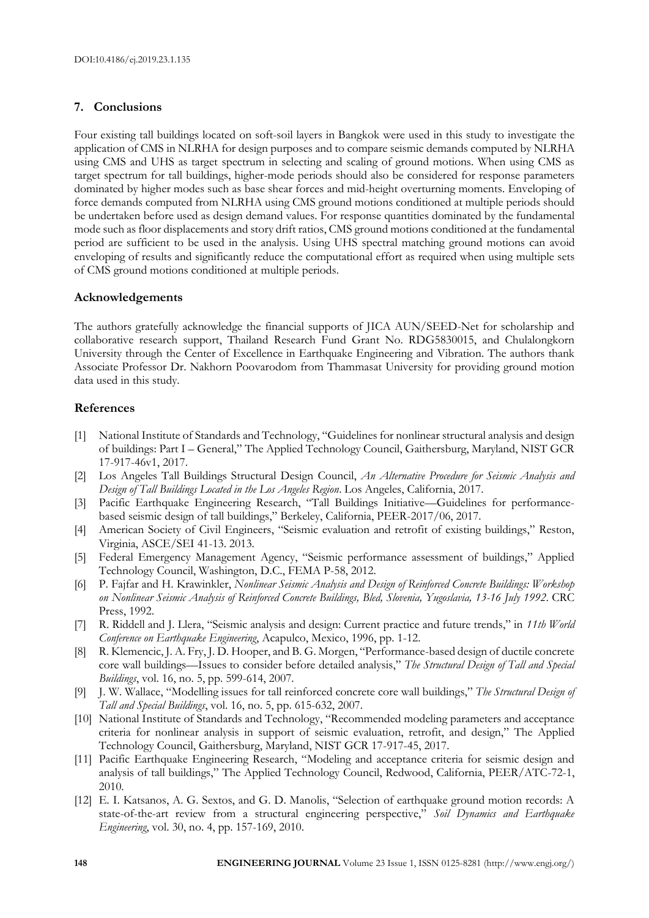## 7. Conclusions

Four existing tall buildings located on soft-soil layers in Bangkok were used in this study to investigate the application of CMS in NLRHA for design purposes and to compare seismic demands computed by NLRHA using CMS and UHS as target spectrum in selecting and scaling of ground motions. When using CMS as target spectrum for tall buildings, higher-mode periods should also be considered for response parameters dominated by higher modes such as base shear forces and mid-height overturning moments. Enveloping of force demands computed from NLRHA using CMS ground motions conditioned at multiple periods should be undertaken before used as design demand values. For response quantities dominated by the fundamental mode such as floor displacements and story drift ratios, CMS ground motions conditioned at the fundamental period are sufficient to be used in the analysis. Using UHS spectral matching ground motions can avoid enveloping of results and significantly reduce the computational effort as required when using multiple sets of CMS ground motions conditioned at multiple periods.

### Acknowledgements

The authors gratefully acknowledge the financial supports of JICA AUN/SEED-Net for scholarship and collaborative research support, Thailand Research Fund Grant No. RDG5830015, and Chulalongkorn University through the Center of Excellence in Earthquake Engineering and Vibration. The authors thank Associate Professor Dr. Nakhorn Poovarodom from Thammasat University for providing ground motion data used in this study.

### References

[1] National Institute of Standards and Technology, "Guidelines for nonlinear structural analysis and design of buildings: Part I – General," The Applied Technology Council, Gaithersburg, Maryland, NIST GCR 17-917-46v1, 2017.

[2] Los Angeles Tall Buildings Structural Design Council, *An Alternative Procedure for Seismic Analysis and Design of Tall Buildings Located in the Los Angeles Region*. Los Angeles, California, 2017.

[3] Pacific Earthquake Engineering Research, "Tall Buildings Initiative—Guidelines for performance-based seismic design of tall buildings," Berkeley, California, PEER-2017/06, 2017.

[4] American Society of Civil Engineers, "Seismic evaluation and retrofit of existing buildings," Reston, Virginia, ASCE/SEI 41-13. 2013.

[5] Federal Emergency Management Agency, "Seismic performance assessment of buildings," Applied Technology Council, Washington, D.C., FEMA P-58, 2012.

[6] P. Fajfar and H. Krawinkler, *Nonlinear Seismic Analysis and Design of Reinforced Concrete Buildings: Workshop on Nonlinear Seismic Analysis of Reinforced Concrete Buildings, Bled, Slovenia, Yugoslavia, 13-16 July 1992*. CRC Press, 1992.

[7] R. Riddell and J. Llera, "Seismic analysis and design: Current practice and future trends," in *11th World Conference on Earthquake Engineering*, Acapulco, Mexico, 1996, pp. 1-12.

[8] R. Klemencic, J. A. Fry, J. D. Hooper, and B. G. Morgen, "Performance-based design of ductile concrete core wall buildings—Issues to consider before detailed analysis," *The Structural Design of Tall and Special Buildings*, vol. 16, no. 5, pp. 599-614, 2007.

[9] J. W. Wallace, "Modelling issues for tall reinforced concrete core wall buildings," *The Structural Design of Tall and Special Buildings*, vol. 16, no. 5, pp. 615-632, 2007.

[10] National Institute of Standards and Technology, "Recommended modeling parameters and acceptance criteria for nonlinear analysis in support of seismic evaluation, retrofit, and design," The Applied Technology Council, Gaithersburg, Maryland, NIST GCR 17-917-45, 2017.

[11] Pacific Earthquake Engineering Research, "Modeling and acceptance criteria for seismic design and analysis of tall buildings," The Applied Technology Council, Redwood, California, PEER/ATC-72-1, 2010.

[12] E. I. Katsanos, A. G. Sextos, and G. D. Manolis, "Selection of earthquake ground motion records: A state-of-the-art review from a structural engineering perspective," *Soil Dynamics and Earthquake Engineering*, vol. 30, no. 4, pp. 157-169, 2010.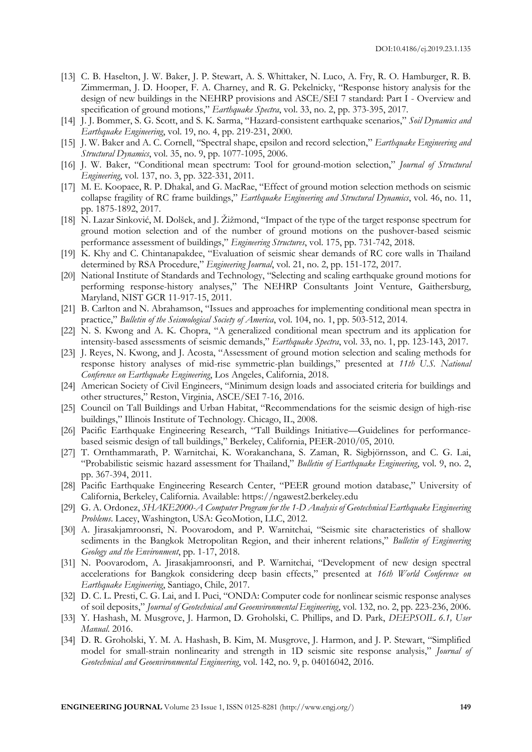[13] C. B. Haselton, J. W. Baker, J. P. Stewart, A. S. Whittaker, N. Luco, A. Fry, R. O. Hamburger, R. B. Zimmerman, J. D. Hooper, F. A. Charney, and R. G. Pekelnicky, "Response history analysis for the design of new buildings in the NEHRP provisions and ASCE/SEI 7 standard: Part I - Overview and specification of ground motions," *Earthquake Spectra*, vol. 33, no. 2, pp. 373-395, 2017.

[14] J. J. Bommer, S. G. Scott, and S. K. Sarma, "Hazard-consistent earthquake scenarios," *Soil Dynamics and Earthquake Engineering*, vol. 19, no. 4, pp. 219-231, 2000.

[15] J. W. Baker and A. C. Cornell, "Spectral shape, epsilon and record selection," *Earthquake Engineering and Structural Dynamics*, vol. 35, no. 9, pp. 1077-1095, 2006.

[16] J. W. Baker, "Conditional mean spectrum: Tool for ground-motion selection," *Journal of Structural Engineering*, vol. 137, no. 3, pp. 322-331, 2011.

[17] M. E. Koopaee, R. P. Dhakal, and G. MacRae, "Effect of ground motion selection methods on seismic collapse fragility of RC frame buildings," *Earthquake Engineering and Structural Dynamics*, vol. 46, no. 11, pp. 1875-1892, 2017.

[18] N. Lazar Sinković, M. Dolšek, and J. Žižmond, "Impact of the type of the target response spectrum for ground motion selection and of the number of ground motions on the pushover-based seismic performance assessment of buildings," *Engineering Structures*, vol. 175, pp. 731-742, 2018.

[19] K. Khy and C. Chintanapakdee, "Evaluation of seismic shear demands of RC core walls in Thailand determined by RSA Procedure," *Engineering Journal*, vol. 21, no. 2, pp. 151-172, 2017.

[20] National Institute of Standards and Technology, "Selecting and scaling earthquake ground motions for performing response-history analyses," The NEHRP Consultants Joint Venture, Gaithersburg, Maryland, NIST GCR 11-917-15, 2011.

[21] B. Carlton and N. Abrahamson, "Issues and approaches for implementing conditional mean spectra in practice," *Bulletin of the Seismological Society of America*, vol. 104, no. 1, pp. 503-512, 2014.

[22] N. S. Kwong and A. K. Chopra, "A generalized conditional mean spectrum and its application for intensity-based assessments of seismic demands," *Earthquake Spectra*, vol. 33, no. 1, pp. 123-143, 2017.

[23] J. Reyes, N. Kwong, and J. Acosta, "Assessment of ground motion selection and scaling methods for response history analyses of mid-rise symmetric-plan buildings," presented at *11th U.S. National Conference on Earthquake Engineering*, Los Angeles, California, 2018.

[24] American Society of Civil Engineers, "Minimum design loads and associated criteria for buildings and other structures," Reston, Virginia, ASCE/SEI 7-16, 2016.

[25] Council on Tall Buildings and Urban Habitat, "Recommendations for the seismic design of high-rise buildings," Illinois Institute of Technology. Chicago, IL, 2008.

[26] Pacific Earthquake Engineering Research, "Tall Buildings Initiative—Guidelines for performance-based seismic design of tall buildings," Berkeley, California, PEER-2010/05, 2010.

[27] T. Ornthammarath, P. Warnitchai, K. Worakanchana, S. Zaman, R. Sigbjörnsson, and C. G. Lai, "Probabilistic seismic hazard assessment for Thailand," *Bulletin of Earthquake Engineering*, vol. 9, no. 2, pp. 367-394, 2011.

[28] Pacific Earthquake Engineering Research Center, "PEER ground motion database," University of California, Berkeley, California. Available: https://ngawest2.berkeley.edu

[29] G. A. Ordonez, *SHAKE2000-A Computer Program for the 1-D Analysis of Geotechnical Earthquake Engineering Problems*. Lacey, Washington, USA: GeoMotion, LLC, 2012.

[30] A. Jirasakjamroonsri, N. Poovarodom, and P. Warnitchai, "Seismic site characteristics of shallow sediments in the Bangkok Metropolitan Region, and their inherent relations," *Bulletin of Engineering Geology and the Environment*, pp. 1-17, 2018.

[31] N. Poovarodom, A. Jirasakjamroonsri, and P. Warnitchai, "Development of new design spectral accelerations for Bangkok considering deep basin effects," presented at *16th World Conference on Earthquake Engineering*, Santiago, Chile, 2017.

[32] D. C. L. Presti, C. G. Lai, and I. Puci, "ONDA: Computer code for nonlinear seismic response analyses of soil deposits," *Journal of Geotechnical and Geoenvironmental Engineering*, vol. 132, no. 2, pp. 223-236, 2006.

[33] Y. Hashash, M. Musgrove, J. Harmon, D. Groholski, C. Phillips, and D. Park, *DEEPSOIL 6.1, User Manual.* 2016.

[34] D. R. Groholski, Y. M. A. Hashash, B. Kim, M. Musgrove, J. Harmon, and J. P. Stewart, "Simplified model for small-strain nonlinearity and strength in 1D seismic site response analysis," *Journal of Geotechnical and Geoenvironmental Engineering*, vol. 142, no. 9, p. 04016042, 2016.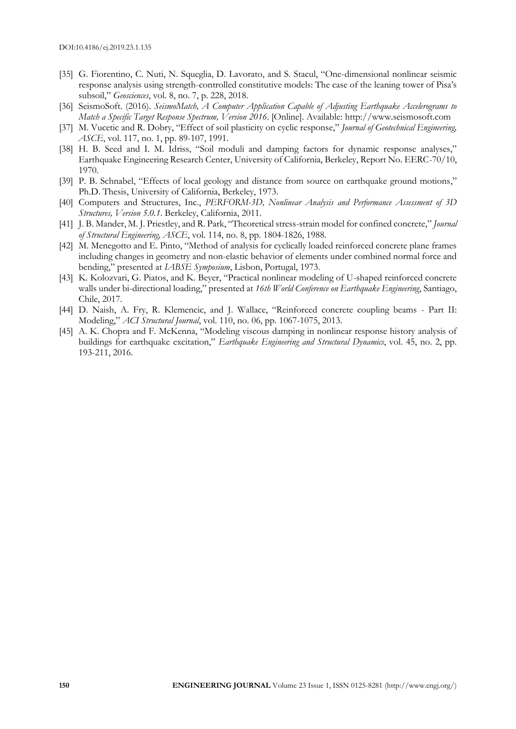[35] G. Fiorentino, C. Nuti, N. Squeglia, D. Lavorato, and S. Stacul, "One-dimensional nonlinear seismic response analysis using strength-controlled constitutive models: The case of the leaning tower of Pisa's subsoil," *Geosciences*, vol. 8, no. 7, p. 228, 2018.

[36] SeismoSoft. (2016). *SeismoMatch, A Computer Application Capable of Adjusting Earthquake Accelerograms to Match a Specific Target Response Spectrum, Version 2016*. [Online]. Available: http://www.seismosoft.com

[37] M. Vucetic and R. Dobry, "Effect of soil plasticity on cyclic response," *Journal of Geotechnical Engineering, ASCE*, vol. 117, no. 1, pp. 89-107, 1991.

[38] H. B. Seed and I. M. Idriss, "Soil moduli and damping factors for dynamic response analyses," Earthquake Engineering Research Center, University of California, Berkeley, Report No. EERC-70/10, 1970.

[39] P. B. Schnabel, "Effects of local geology and distance from source on earthquake ground motions," Ph.D. Thesis, University of California, Berkeley, 1973.

[40] Computers and Structures, Inc., *PERFORM-3D, Nonlinear Analysis and Performance Assessment of 3D Structures, Version 5.0.1*. Berkeley, California, 2011.

[41] J. B. Mander, M. J. Priestley, and R. Park, "Theoretical stress-strain model for confined concrete," *Journal of Structural Engineering, ASCE*, vol. 114, no. 8, pp. 1804-1826, 1988.

[42] M. Menegotto and E. Pinto, "Method of analysis for cyclically loaded reinforced concrete plane frames including changes in geometry and non-elastic behavior of elements under combined normal force and bending," presented at *IABSE Symposium*, Lisbon, Portugal, 1973.

[43] K. Kolozvari, G. Piatos, and K. Beyer, "Practical nonlinear modeling of U-shaped reinforced concrete walls under bi-directional loading," presented at *16th World Conference on Earthquake Engineering*, Santiago, Chile, 2017.

[44] D. Naish, A. Fry, R. Klemencic, and J. Wallace, "Reinforced concrete coupling beams - Part II: Modeling," *ACI Structural Journal*, vol. 110, no. 06, pp. 1067-1075, 2013.

[45] A. K. Chopra and F. McKenna, "Modeling viscous damping in nonlinear response history analysis of buildings for earthquake excitation," *Earthquake Engineering and Structural Dynamics*, vol. 45, no. 2, pp. 193-211, 2016.